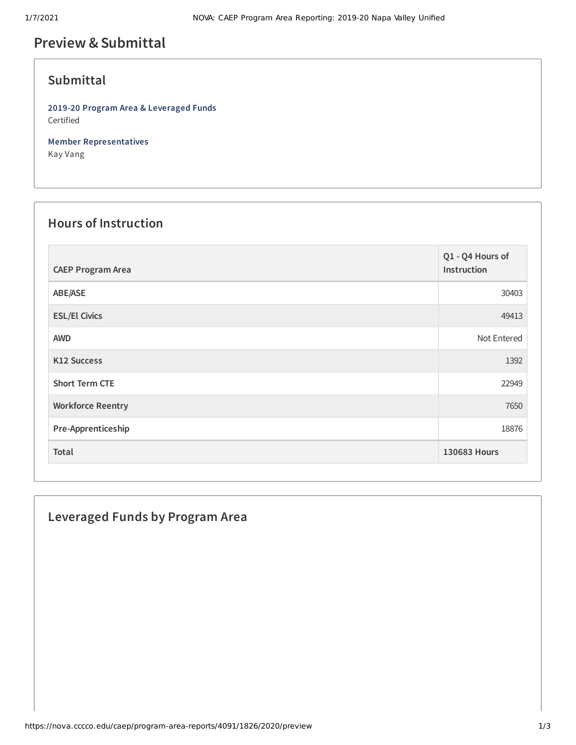# Preview & Submittal

## Submittal

**2019-20 Program Area & Leveraged Funds**
Certified

**Member Representatives**
Kay Vang

## Hours of Instruction

| CAEP Program Area | Q1 - Q4 Hours of Instruction |
|---|---|
| ABE/ASE | 30403 |
| ESL/El Civics | 49413 |
| AWD | Not Entered |
| K12 Success | 1392 |
| Short Term CTE | 22949 |
| Workforce Reentry | 7650 |
| Pre-Apprenticeship | 18876 |
| **Total** | **130683 Hours** |

## Leveraged Funds by Program Area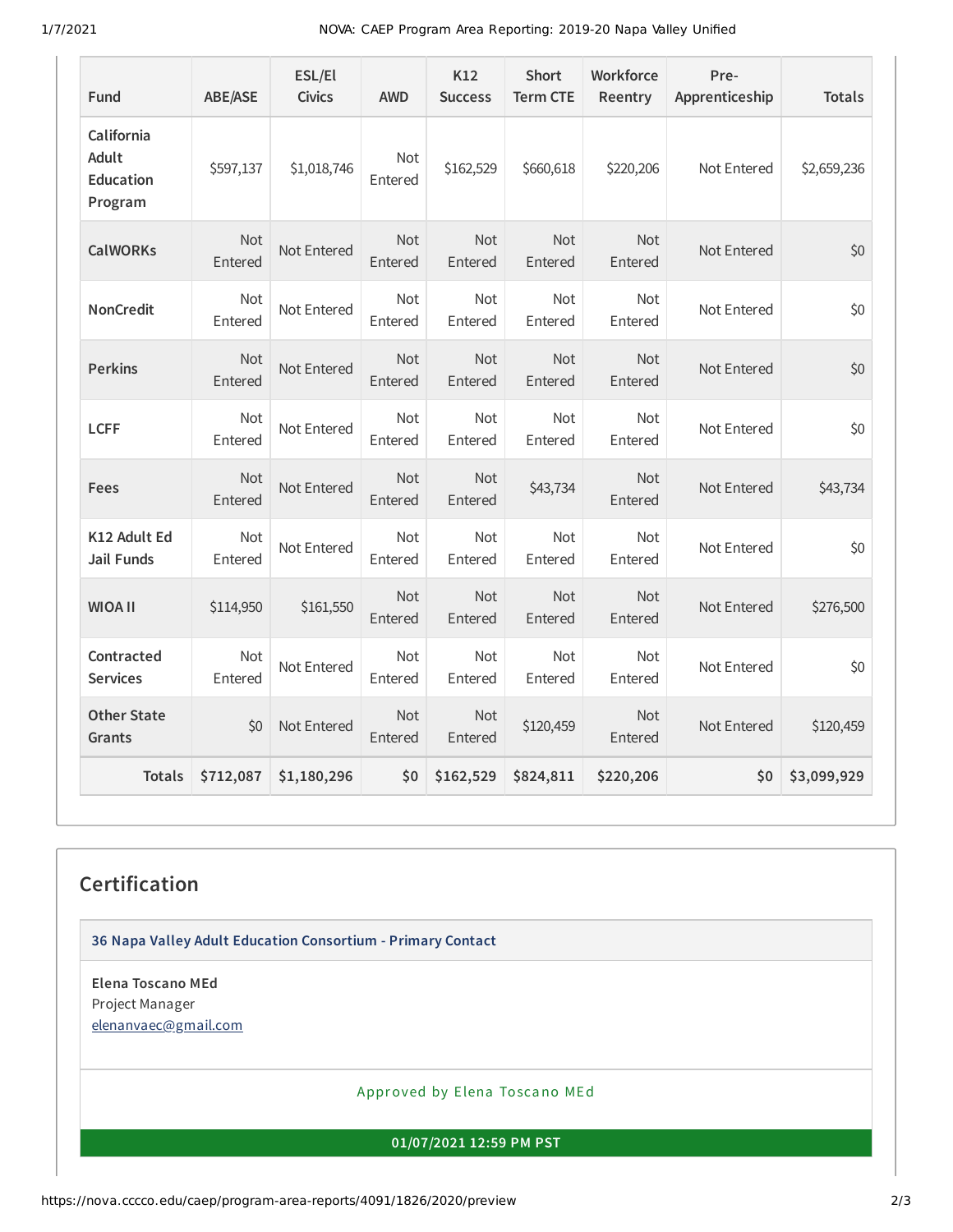| Fund | ABE/ASE | ESL/El Civics | AWD | K12 Success | Short Term CTE | Workforce Reentry | Pre-Apprenticeship | Totals |
|---|---|---|---|---|---|---|---|---|
| California Adult Education Program | $597,137 | $1,018,746 | Not Entered | $162,529 | $660,618 | $220,206 | Not Entered | $2,659,236 |
| CalWORKs | Not Entered | Not Entered | Not Entered | Not Entered | Not Entered | Not Entered | Not Entered | $0 |
| NonCredit | Not Entered | Not Entered | Not Entered | Not Entered | Not Entered | Not Entered | Not Entered | $0 |
| Perkins | Not Entered | Not Entered | Not Entered | Not Entered | Not Entered | Not Entered | Not Entered | $0 |
| LCFF | Not Entered | Not Entered | Not Entered | Not Entered | Not Entered | Not Entered | Not Entered | $0 |
| Fees | Not Entered | Not Entered | Not Entered | Not Entered | $43,734 | Not Entered | Not Entered | $43,734 |
| K12 Adult Ed Jail Funds | Not Entered | Not Entered | Not Entered | Not Entered | Not Entered | Not Entered | Not Entered | $0 |
| WIOA II | $114,950 | $161,550 | Not Entered | Not Entered | Not Entered | Not Entered | Not Entered | $276,500 |
| Contracted Services | Not Entered | Not Entered | Not Entered | Not Entered | Not Entered | Not Entered | Not Entered | $0 |
| Other State Grants | $0 | Not Entered | Not Entered | Not Entered | $120,459 | Not Entered | Not Entered | $120,459 |
| **Totals** | **$712,087** | **$1,180,296** | **$0** | **$162,529** | **$824,811** | **$220,206** | **$0** | **$3,099,929** |

## Certification

**36 Napa Valley Adult Education Consortium - Primary Contact**

**Elena Toscano MEd**
Project Manager
elenanvaec@gmail.com

Approved by Elena Toscano MEd

**01/07/2021 12:59 PM PST**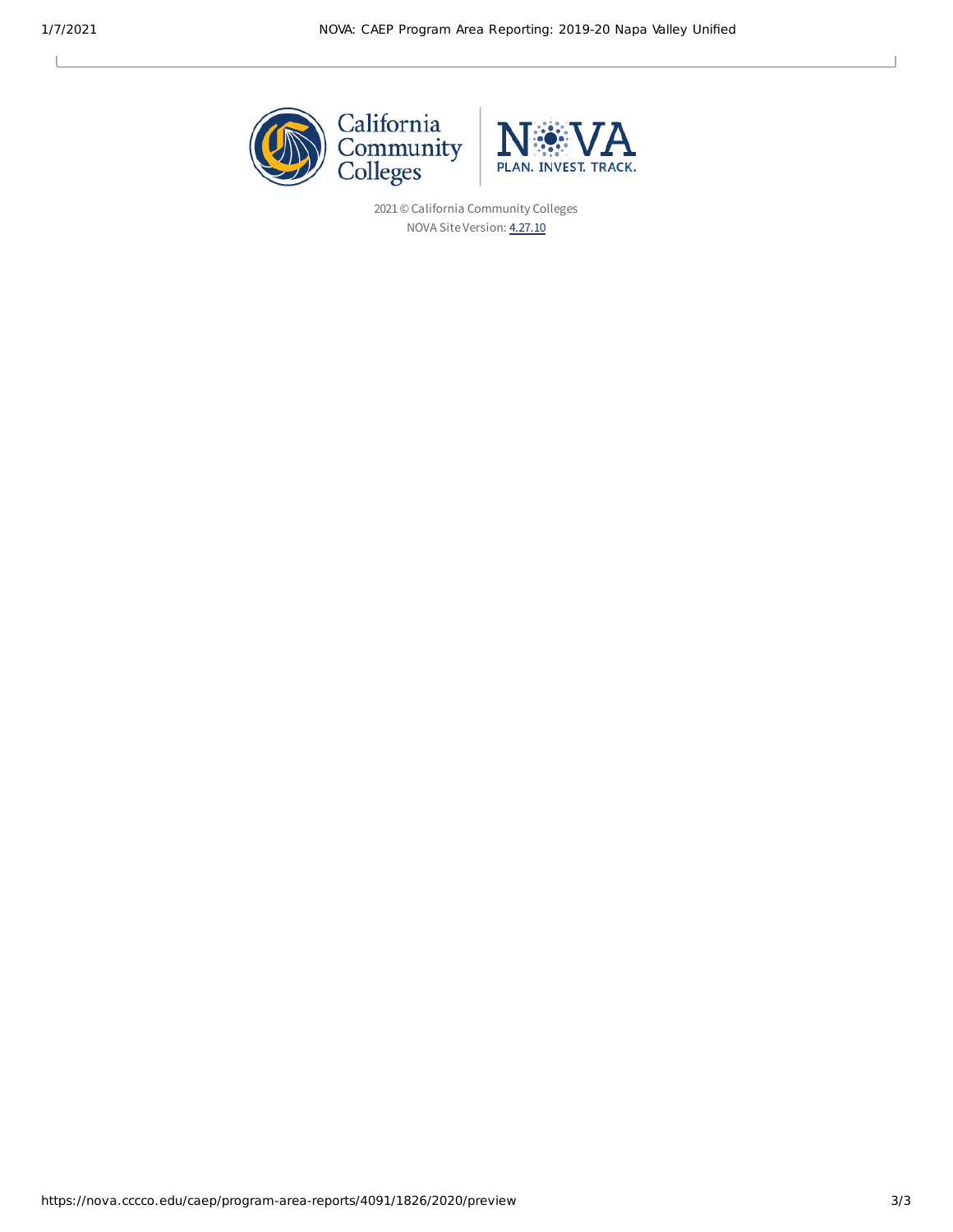California Community Colleges

NOVA PLAN. INVEST. TRACK.

2021 © California Community Colleges

NOVA Site Version: 4.27.10